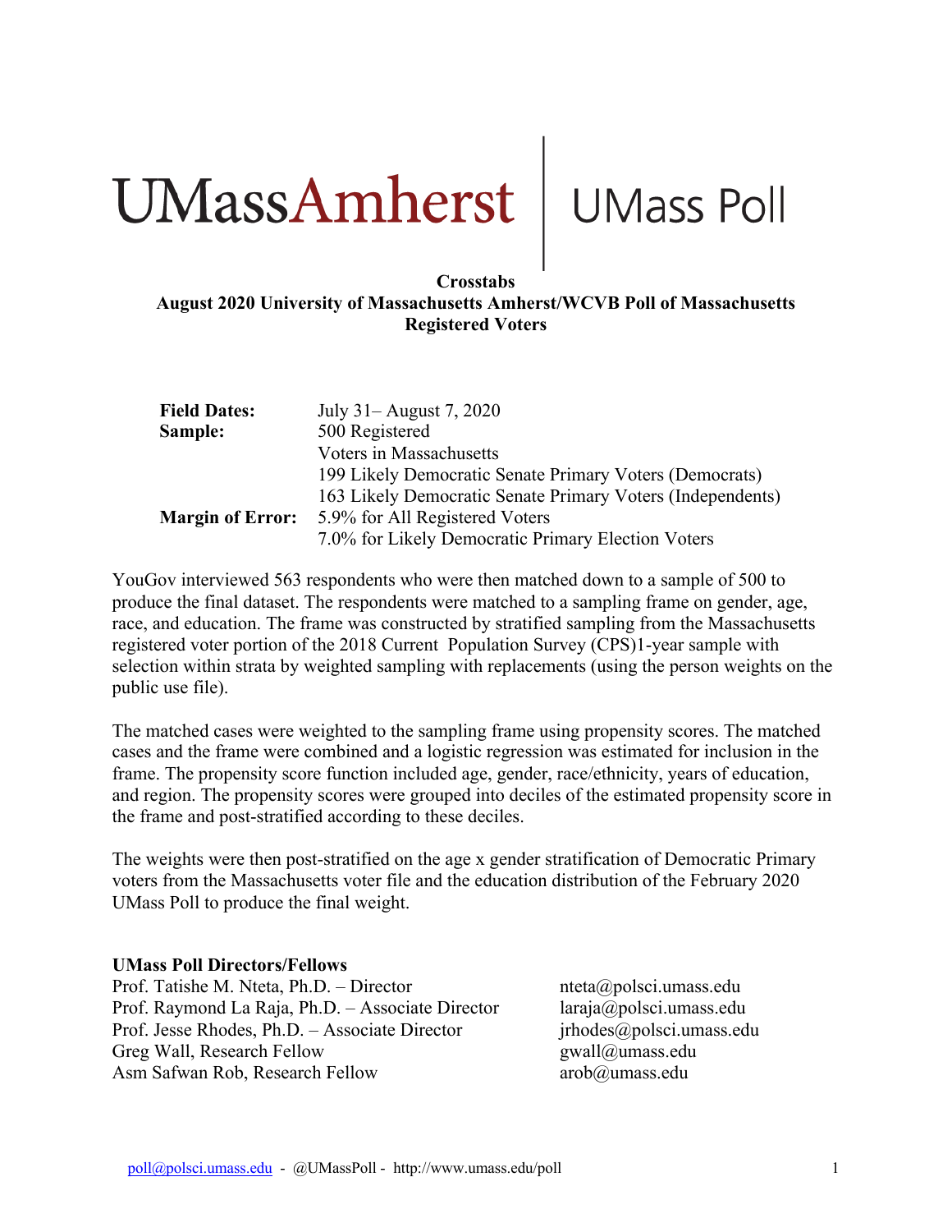# UMassAmherst | UMass Poll

**Crosstabs**
**August 2020 University of Massachusetts Amherst/WCVB Poll of Massachusetts Registered Voters**

| | |
|---|---|
| **Field Dates:** | July 31– August 7, 2020 |
| **Sample:** | 500 Registered Voters in Massachusetts |
| | 199 Likely Democratic Senate Primary Voters (Democrats) |
| | 163 Likely Democratic Senate Primary Voters (Independents) |
| **Margin of Error:** | 5.9% for All Registered Voters |
| | 7.0% for Likely Democratic Primary Election Voters |

YouGov interviewed 563 respondents who were then matched down to a sample of 500 to produce the final dataset. The respondents were matched to a sampling frame on gender, age, race, and education. The frame was constructed by stratified sampling from the Massachusetts registered voter portion of the 2018 Current Population Survey (CPS)1-year sample with selection within strata by weighted sampling with replacements (using the person weights on the public use file).

The matched cases were weighted to the sampling frame using propensity scores. The matched cases and the frame were combined and a logistic regression was estimated for inclusion in the frame. The propensity score function included age, gender, race/ethnicity, years of education, and region. The propensity scores were grouped into deciles of the estimated propensity score in the frame and post-stratified according to these deciles.

The weights were then post-stratified on the age x gender stratification of Democratic Primary voters from the Massachusetts voter file and the education distribution of the February 2020 UMass Poll to produce the final weight.

**UMass Poll Directors/Fellows**

| | |
|---|---|
| Prof. Tatishe M. Nteta, Ph.D. – Director | nteta@polsci.umass.edu |
| Prof. Raymond La Raja, Ph.D. – Associate Director | laraja@polsci.umass.edu |
| Prof. Jesse Rhodes, Ph.D. – Associate Director | jrhodes@polsci.umass.edu |
| Greg Wall, Research Fellow | gwall@umass.edu |
| Asm Safwan Rob, Research Fellow | arob@umass.edu |

poll@polsci.umass.edu - @UMassPoll - http://www.umass.edu/poll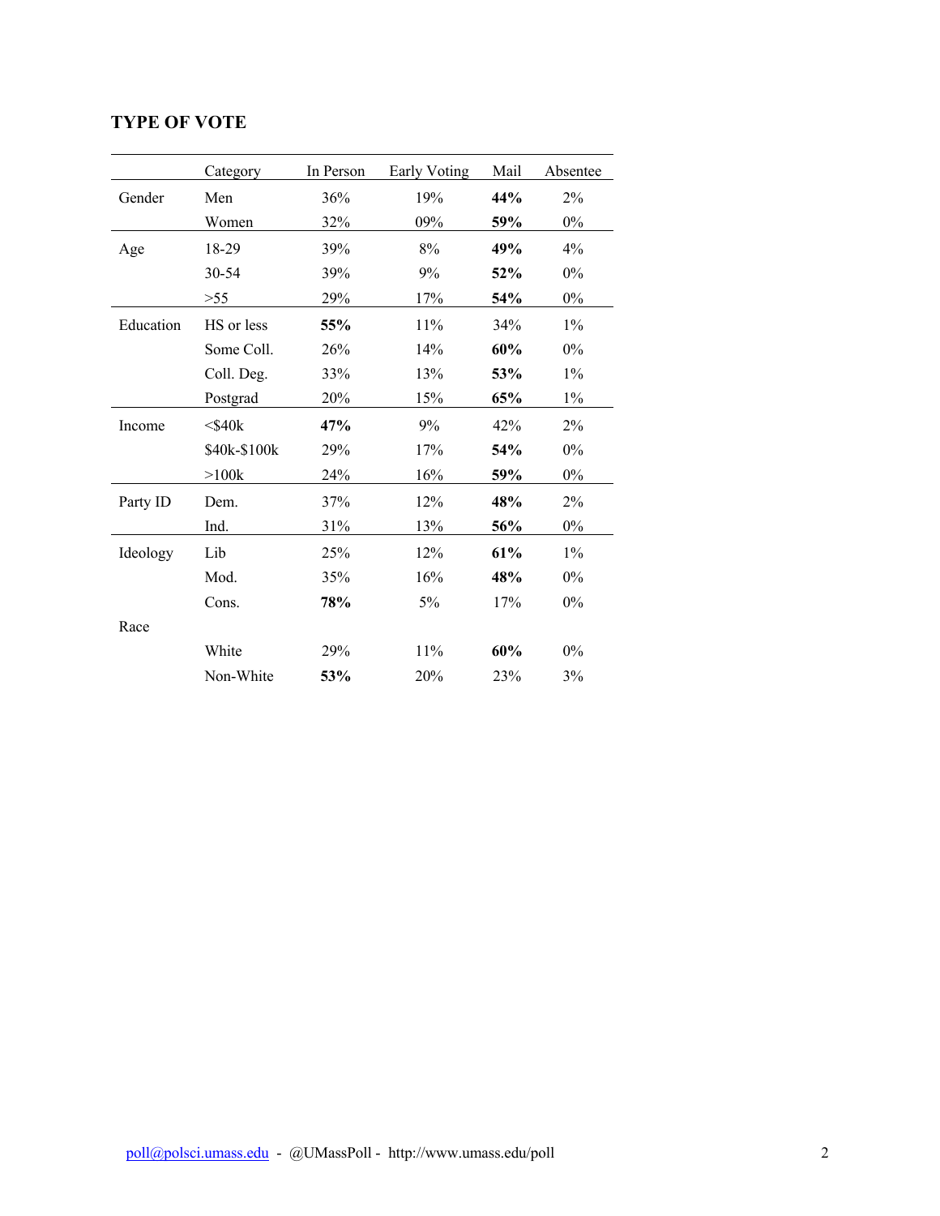### TYPE OF VOTE

| | Category | In Person | Early Voting | Mail | Absentee |
|---|---|---|---|---|---|
| Gender | Men | 36% | 19% | **44%** | 2% |
| | Women | 32% | 09% | **59%** | 0% |
| Age | 18-29 | 39% | 8% | **49%** | 4% |
| | 30-54 | 39% | 9% | **52%** | 0% |
| | >55 | 29% | 17% | **54%** | 0% |
| Education | HS or less | **55%** | 11% | 34% | 1% |
| | Some Coll. | 26% | 14% | **60%** | 0% |
| | Coll. Deg. | 33% | 13% | **53%** | 1% |
| | Postgrad | 20% | 15% | **65%** | 1% |
| Income | <$40k | **47%** | 9% | 42% | 2% |
| | $40k-$100k | 29% | 17% | **54%** | 0% |
| | >100k | 24% | 16% | **59%** | 0% |
| Party ID | Dem. | 37% | 12% | **48%** | 2% |
| | Ind. | 31% | 13% | **56%** | 0% |
| Ideology | Lib | 25% | 12% | **61%** | 1% |
| | Mod. | 35% | 16% | **48%** | 0% |
| | Cons. | **78%** | 5% | 17% | 0% |
| Race | | | | | |
| | White | 29% | 11% | **60%** | 0% |
| | Non-White | **53%** | 20% | 23% | 3% |

poll@polsci.umass.edu - @UMassPoll - http://www.umass.edu/poll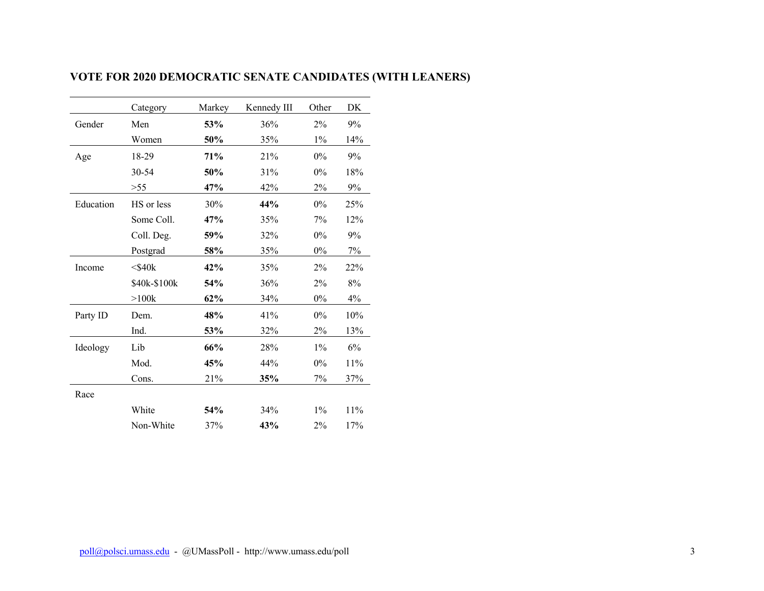## VOTE FOR 2020 DEMOCRATIC SENATE CANDIDATES (WITH LEANERS)

| | Category | Markey | Kennedy III | Other | DK |
|---|---|---|---|---|---|
| Gender | Men | **53%** | 36% | 2% | 9% |
| | Women | **50%** | 35% | 1% | 14% |
| Age | 18-29 | **71%** | 21% | 0% | 9% |
| | 30-54 | **50%** | 31% | 0% | 18% |
| | >55 | **47%** | 42% | 2% | 9% |
| Education | HS or less | 30% | **44%** | 0% | 25% |
| | Some Coll. | **47%** | 35% | 7% | 12% |
| | Coll. Deg. | **59%** | 32% | 0% | 9% |
| | Postgrad | **58%** | 35% | 0% | 7% |
| Income | <$40k | **42%** | 35% | 2% | 22% |
| | $40k-$100k | **54%** | 36% | 2% | 8% |
| | >100k | **62%** | 34% | 0% | 4% |
| Party ID | Dem. | **48%** | 41% | 0% | 10% |
| | Ind. | **53%** | 32% | 2% | 13% |
| Ideology | Lib | **66%** | 28% | 1% | 6% |
| | Mod. | **45%** | 44% | 0% | 11% |
| | Cons. | 21% | **35%** | 7% | 37% |
| Race | | | | | |
| | White | **54%** | 34% | 1% | 11% |
| | Non-White | 37% | **43%** | 2% | 17% |

poll@polsci.umass.edu - @UMassPoll - http://www.umass.edu/poll